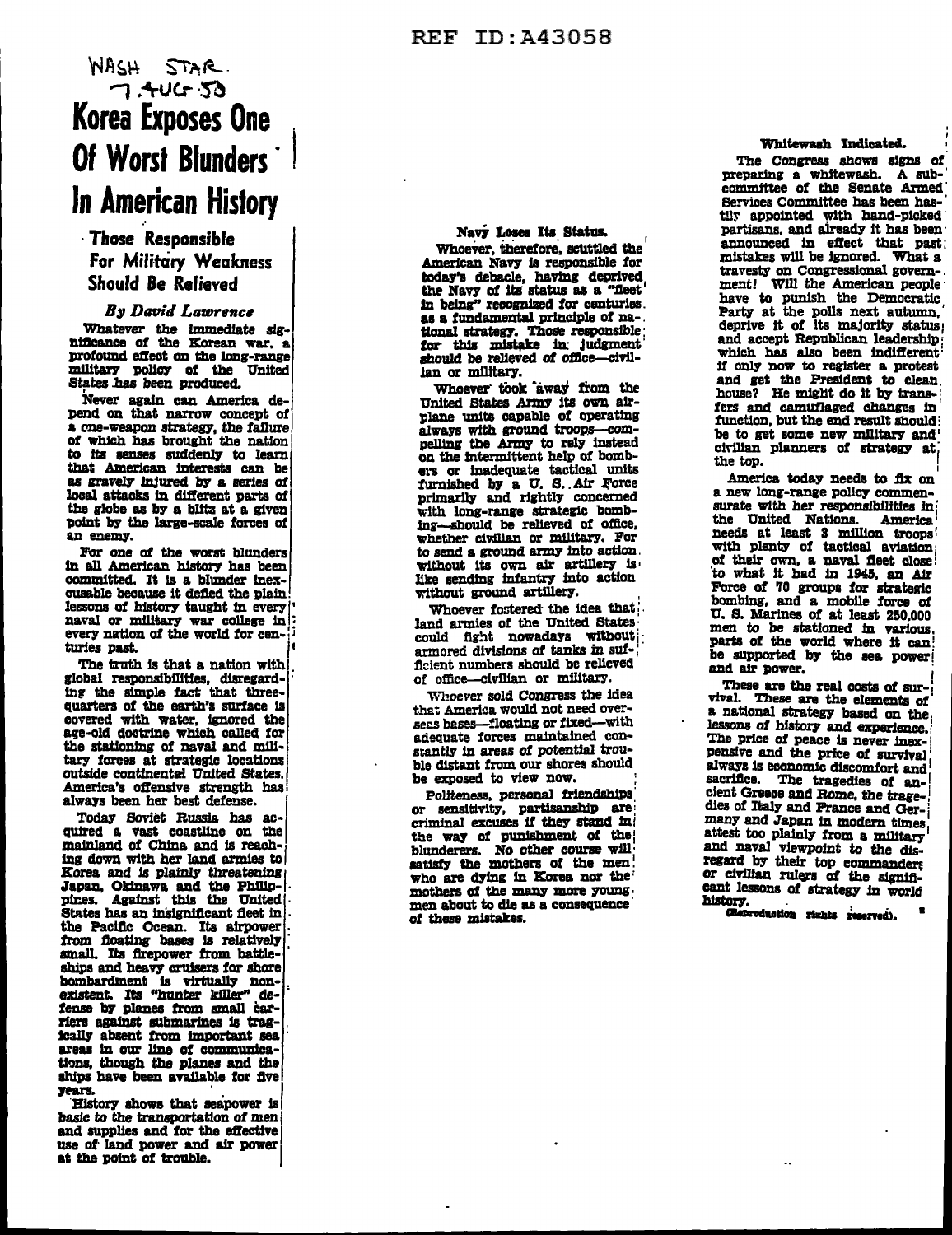REF ID:A43058

WASH STAR.
7 AUG 50

# Korea Exposes One Of Worst Blunders In American History

## Those Responsible For Military Weakness Should Be Relieved

*By David Lawrence*

Whatever the immediate significance of the Korean war, a profound effect on the long-range military policy of the United States has been produced.

Never again can America depend on that narrow concept of a one-weapon strategy, the failure of which has brought the nation to its senses suddenly to learn that American interests can be as gravely injured by a series of local attacks in different parts of the globe as by a blitz at a given point by the large-scale forces of an enemy.

For one of the worst blunders in all American history has been committed. It is a blunder inexcusable because it defied the plain lessons of history taught in every naval or military war college in every nation of the world for centuries past.

The truth is that a nation with global responsibilities, disregarding the simple fact that three-quarters of the earth's surface is covered with water, ignored the age-old doctrine which called for the stationing of naval and military forces at strategic locations outside continental United States. America's offensive strength has always been her best defense.

Today Soviet Russia has acquired a vast coastline on the mainland of China and is reaching down with her land armies to Korea and is plainly threatening Japan, Okinawa and the Philippines. Against this the United States has an insignificant fleet in the Pacific Ocean. Its airpower from floating bases is relatively small. Its firepower from battleships and heavy cruisers for shore bombardment is virtually nonexistent. Its "hunter killer" defense by planes from small carriers against submarines is tragically absent from important sea areas in our line of communications, though the planes and the ships have been available for five years.

History shows that seapower is basic to the transportation of men and supplies and for the effective use of land power and air power at the point of trouble.

**Navy Loses Its Status.**

Whoever, therefore, scuttled the American Navy is responsible for today's debacle, having deprived the Navy of its status as a "fleet in being" recognized for centuries as a fundamental principle of national strategy. Those responsible for this mistake in judgment should be relieved of office—civilian or military.

Whoever took away from the United States Army its own airplane units capable of operating always with ground troops—compelling the Army to rely instead on the intermittent help of bombers or inadequate tactical units furnished by a U. S. Air Force primarily and rightly concerned with long-range strategic bombing—should be relieved of office, whether civilian or military. For to send a ground army into action without its own air artillery is like sending infantry into action without ground artillery.

Whoever fostered the idea that land armies of the United States could fight nowadays without armored divisions of tanks in sufficient numbers should be relieved of office—civilian or military.

Whoever sold Congress the idea that America would not need overseas bases—floating or fixed—with adequate forces maintained constantly in areas of potential trouble distant from our shores should be exposed to view now.

Politeness, personal friendships or sensitivity, partisanship are criminal excuses if they stand in the way of punishment of the blunderers. No other course will satisfy the mothers of the men who are dying in Korea nor the mothers of the many more young men about to die as a consequence of these mistakes.

**Whitewash Indicated.**

The Congress shows signs of preparing a whitewash. A subcommittee of the Senate Armed Services Committee has been hastily appointed with hand-picked partisans, and already it has been announced in effect that past mistakes will be ignored. What a travesty on Congressional government! Will the American people have to punish the Democratic Party at the polls next autumn, deprive it of its majority status and accept Republican leadership which has also been indifferent if only now to register a protest and get the President to clean house? He might do it by transfers and camouflaged changes in function, but the end result should be to get some new military and civilian planners of strategy at the top.

America today needs to fix on a new long-range policy commensurate with her responsibilities in the United Nations. America needs at least 3 million troops with plenty of tactical aviation of their own, a naval fleet close to what it had in 1945, an Air Force of 70 groups for strategic bombing, and a mobile force of U. S. Marines of at least 250,000 men to be stationed in various parts of the world where it can be supported by the sea power and air power.

These are the real costs of survival. These are the elements of a national strategy based on the lessons of history and experience. The price of peace is never inexpensive and the price of survival always is economic discomfort and sacrifice. The tragedies of ancient Greece and Rome, the tragedies of Italy and France and Germany and Japan in modern times, attest too plainly from a military and naval viewpoint to the disregard by their top commanders or civilian rulers of the significant lessons of strategy in world history.

(Reproduction rights reserved).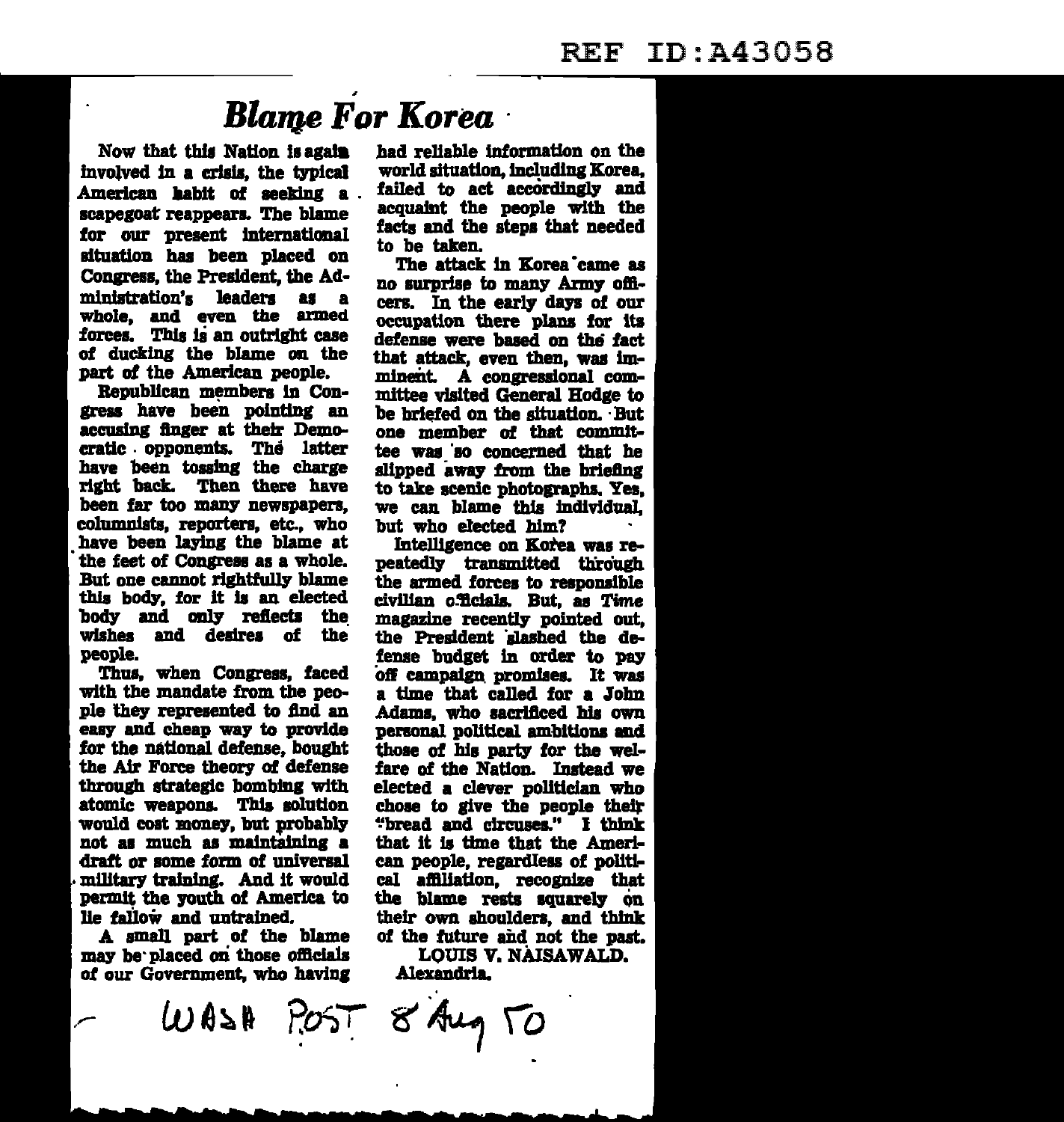# *Blame For Korea*

Now that this Nation is again involved in a crisis, the typical American habit of seeking a scapegoat reappears. The blame for our present international situation has been placed on Congress, the President, the Administration's leaders as a whole, and even the armed forces. This is an outright case of ducking the blame on the part of the American people.

Republican members in Congress have been pointing an accusing finger at their Democratic opponents. The latter have been tossing the charge right back. Then there have been far too many newspapers, columnists, reporters, etc., who have been laying the blame at the feet of Congress as a whole. But one cannot rightfully blame this body, for it is an elected body and only reflects the wishes and desires of the people.

Thus, when Congress, faced with the mandate from the people they represented to find an easy and cheap way to provide for the national defense, bought the Air Force theory of defense through strategic bombing with atomic weapons. This solution would cost money, but probably not as much as maintaining a draft or some form of universal military training. And it would permit the youth of America to lie fallow and untrained.

A small part of the blame may be placed on those officials of our Government, who having had reliable information on the world situation, including Korea, failed to act accordingly and acquaint the people with the facts and the steps that needed to be taken.

The attack in Korea came as no surprise to many Army officers. In the early days of our occupation there plans for its defense were based on the fact that attack, even then, was imminent. A congressional committee visited General Hodge to be briefed on the situation. But one member of that committee was so concerned that he slipped away from the briefing to take scenic photographs. Yes, we can blame this individual, but who elected him?

Intelligence on Korea was repeatedly transmitted through the armed forces to responsible civilian officials. But, as *Time* magazine recently pointed out, the President slashed the defense budget in order to pay off campaign promises. It was a time that called for a John Adams, who sacrificed his own personal political ambitions and those of his party for the welfare of the Nation. Instead we elected a clever politician who chose to give the people their "bread and circuses." I think that it is time that the American people, regardless of political affiliation, recognize that the blame rests squarely on their own shoulders, and think of the future and not the past.

LOUIS V. NAISAWALD.
Alexandria.

WASH POST 8 Aug 50